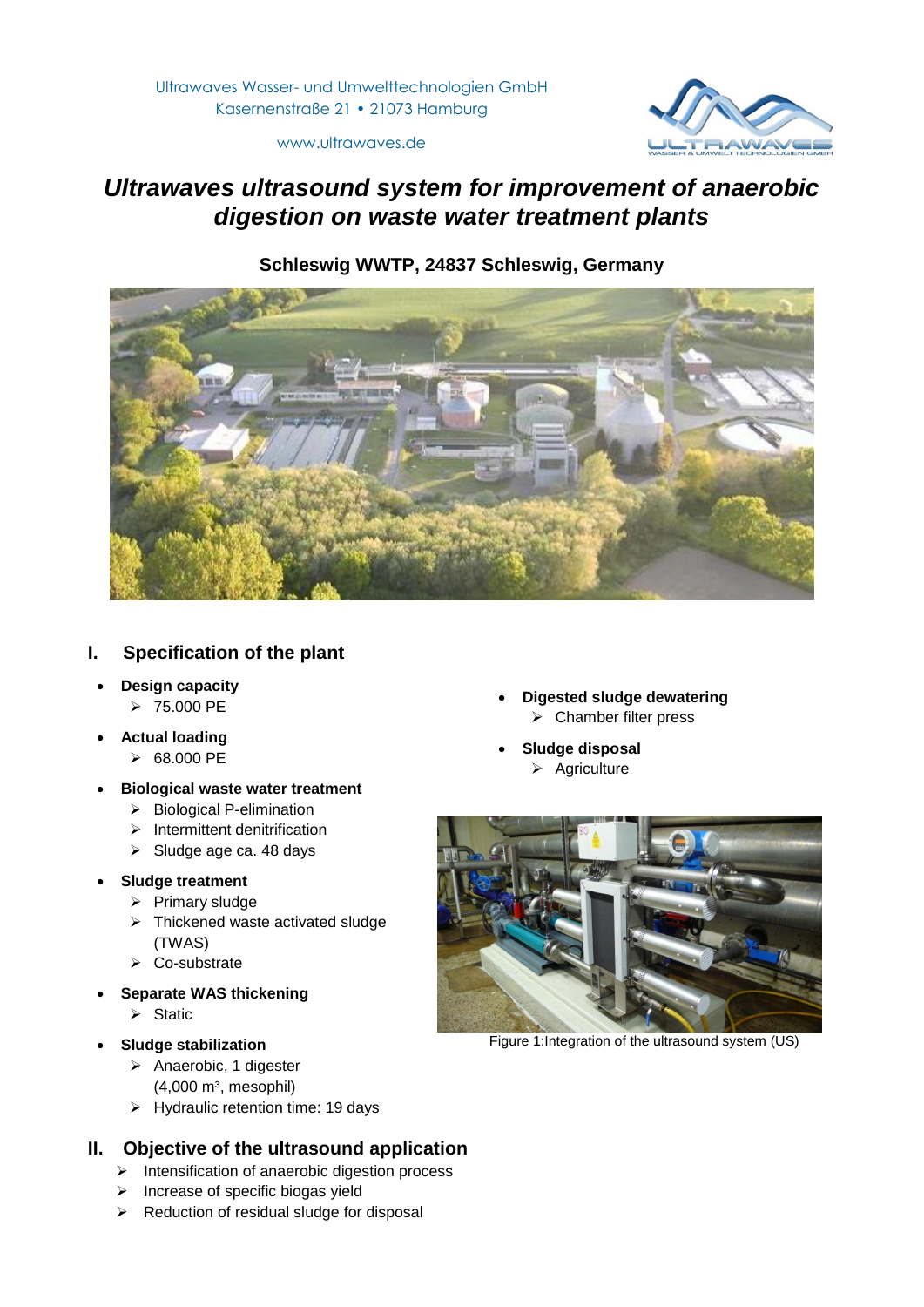Ultrawaves Wasser- und Umwelttechnologien GmbH
Kasernenstraße 21 • 21073 Hamburg

www.ultrawaves.de

# *Ultrawaves ultrasound system for improvement of anaerobic digestion on waste water treatment plants*

**Schleswig WWTP, 24837 Schleswig, Germany**

## I. Specification of the plant

- **Design capacity**
  - 75.000 PE
- **Actual loading**
  - 68.000 PE
- **Biological waste water treatment**
  - Biological P-elimination
  - Intermittent denitrification
  - Sludge age ca. 48 days
- **Sludge treatment**
  - Primary sludge
  - Thickened waste activated sludge (TWAS)
  - Co-substrate
- **Separate WAS thickening**
  - Static
- **Sludge stabilization**
  - Anaerobic, 1 digester (4,000 m³, mesophil)
  - Hydraulic retention time: 19 days
- **Digested sludge dewatering**
  - Chamber filter press
- **Sludge disposal**
  - Agriculture

Figure 1:Integration of the ultrasound system (US)

## II. Objective of the ultrasound application

- Intensification of anaerobic digestion process
- Increase of specific biogas yield
- Reduction of residual sludge for disposal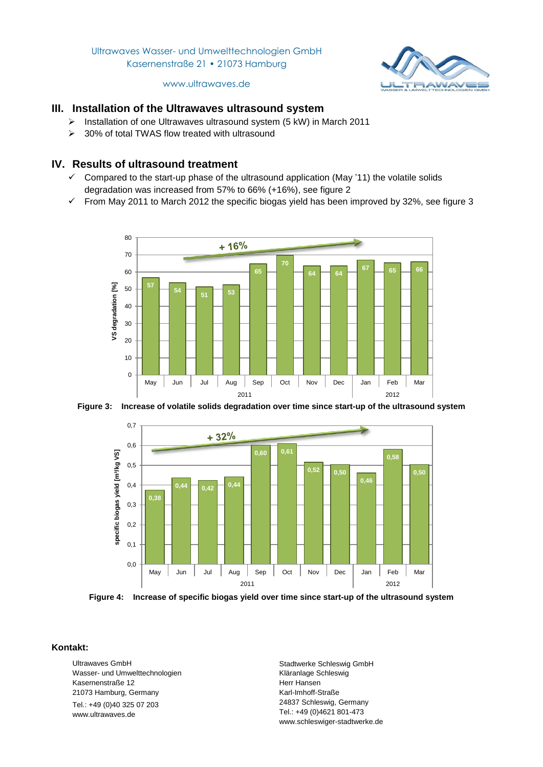Ultrawaves Wasser- und Umwelttechnologien GmbH
Kasernenstraße 21 • 21073 Hamburg

www.ultrawaves.de

## III. Installation of the Ultrawaves ultrasound system

- Installation of one Ultrawaves ultrasound system (5 kW) in March 2011
- 30% of total TWAS flow treated with ultrasound

## IV. Results of ultrasound treatment

- ✓ Compared to the start-up phase of the ultrasound application (May '11) the volatile solids degradation was increased from 57% to 66% (+16%), see figure 2
- ✓ From May 2011 to March 2012 the specific biogas yield has been improved by 32%, see figure 3

VS degradation [%]
0
10
20
30
40
50
60
70
80
+ 16%
57 54 51 53 65 70 64 64 67 65 66
May Jun Jul Aug Sep Oct Nov Dec Jan Feb Mar
2011
2012

**Figure 3: Increase of volatile solids degradation over time since start-up of the ultrasound system**

specific biogas yield [m³/kg VS]
0,0
0,1
0,2
0,3
0,4
0,5
0,6
0,7
+ 32%
0,38 0,44 0,42 0,44 0,60 0,61 0,52 0,50 0,46 0,58 0,50
May Jun Jul Aug Sep Oct Nov Dec Jan Feb Mar
2011
2012

**Figure 4: Increase of specific biogas yield over time since start-up of the ultrasound system**

### Kontakt:

Ultrawaves GmbH
Wasser- und Umwelttechnologien
Kasernenstraße 12
21073 Hamburg, Germany
Tel.: +49 (0)40 325 07 203
www.ultrawaves.de

Stadtwerke Schleswig GmbH
Kläranlage Schleswig
Herr Hansen
Karl-Imhoff-Straße
24837 Schleswig, Germany
Tel.: +49 (0)4621 801-473
www.schleswiger-stadtwerke.de